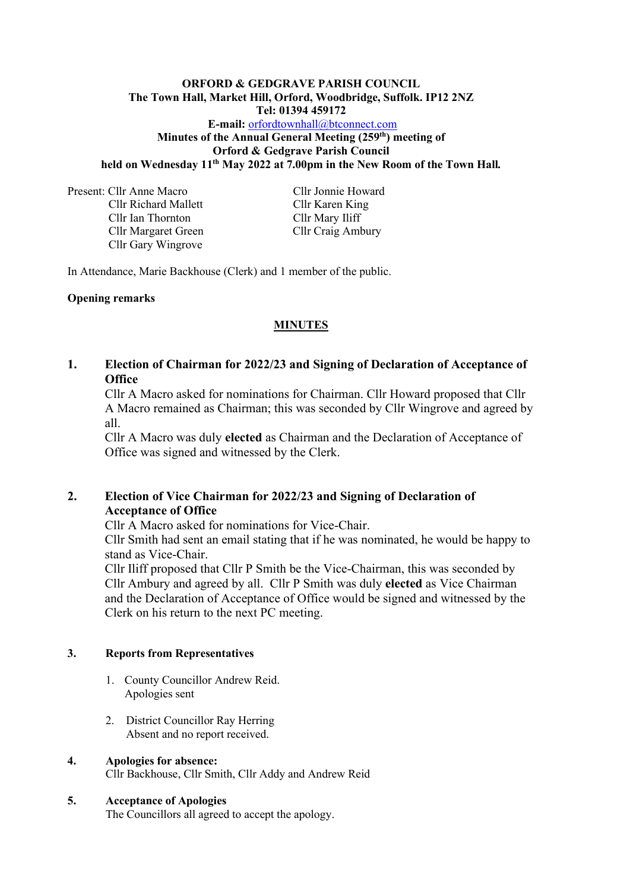**ORFORD & GEDGRAVE PARISH COUNCIL**
**The Town Hall, Market Hill, Orford, Woodbridge, Suffolk. IP12 2NZ**
**Tel: 01394 459172**
**E-mail:** orfordtownhall@btconnect.com
**Minutes of the Annual General Meeting (259th) meeting of**
**Orford & Gedgrave Parish Council**
**held on Wednesday 11th May 2022 at 7.00pm in the New Room of the Town Hall.**

Present: Cllr Anne Macro
Cllr Richard Mallett
Cllr Ian Thornton
Cllr Margaret Green
Cllr Gary Wingrove
Cllr Jonnie Howard
Cllr Karen King
Cllr Mary Iliff
Cllr Craig Ambury

In Attendance, Marie Backhouse (Clerk) and 1 member of the public.

**Opening remarks**

**MINUTES**

**1. Election of Chairman for 2022/23 and Signing of Declaration of Acceptance of Office**

Cllr A Macro asked for nominations for Chairman. Cllr Howard proposed that Cllr A Macro remained as Chairman; this was seconded by Cllr Wingrove and agreed by all.
Cllr A Macro was duly **elected** as Chairman and the Declaration of Acceptance of Office was signed and witnessed by the Clerk.

**2. Election of Vice Chairman for 2022/23 and Signing of Declaration of Acceptance of Office**

Cllr A Macro asked for nominations for Vice-Chair.
Cllr Smith had sent an email stating that if he was nominated, he would be happy to stand as Vice-Chair.
Cllr Iliff proposed that Cllr P Smith be the Vice-Chairman, this was seconded by Cllr Ambury and agreed by all. Cllr P Smith was duly **elected** as Vice Chairman and the Declaration of Acceptance of Office would be signed and witnessed by the Clerk on his return to the next PC meeting.

**3. Reports from Representatives**

1. County Councillor Andrew Reid.
   Apologies sent

2. District Councillor Ray Herring
   Absent and no report received.

**4. Apologies for absence:**

Cllr Backhouse, Cllr Smith, Cllr Addy and Andrew Reid

**5. Acceptance of Apologies**

The Councillors all agreed to accept the apology.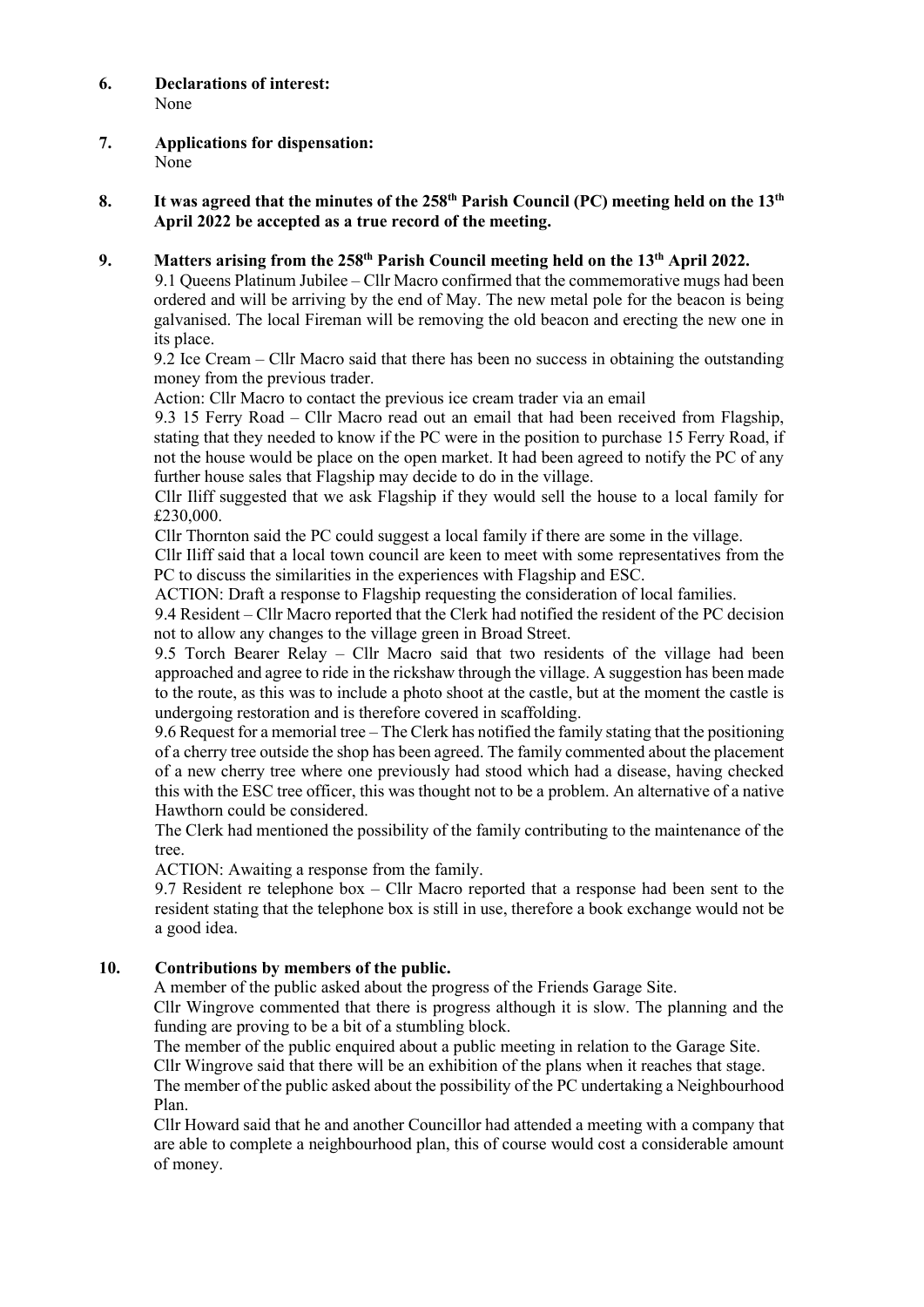**6. Declarations of interest:**

None

**7. Applications for dispensation:**

None

**8. It was agreed that the minutes of the 258th Parish Council (PC) meeting held on the 13th April 2022 be accepted as a true record of the meeting.**

**9. Matters arising from the 258th Parish Council meeting held on the 13th April 2022.**

9.1 Queens Platinum Jubilee – Cllr Macro confirmed that the commemorative mugs had been ordered and will be arriving by the end of May. The new metal pole for the beacon is being galvanised. The local Fireman will be removing the old beacon and erecting the new one in its place.

9.2 Ice Cream – Cllr Macro said that there has been no success in obtaining the outstanding money from the previous trader.

Action: Cllr Macro to contact the previous ice cream trader via an email

9.3 15 Ferry Road – Cllr Macro read out an email that had been received from Flagship, stating that they needed to know if the PC were in the position to purchase 15 Ferry Road, if not the house would be place on the open market. It had been agreed to notify the PC of any further house sales that Flagship may decide to do in the village.

Cllr Iliff suggested that we ask Flagship if they would sell the house to a local family for £230,000.

Cllr Thornton said the PC could suggest a local family if there are some in the village.

Cllr Iliff said that a local town council are keen to meet with some representatives from the PC to discuss the similarities in the experiences with Flagship and ESC.

ACTION: Draft a response to Flagship requesting the consideration of local families.

9.4 Resident – Cllr Macro reported that the Clerk had notified the resident of the PC decision not to allow any changes to the village green in Broad Street.

9.5 Torch Bearer Relay – Cllr Macro said that two residents of the village had been approached and agree to ride in the rickshaw through the village. A suggestion has been made to the route, as this was to include a photo shoot at the castle, but at the moment the castle is undergoing restoration and is therefore covered in scaffolding.

9.6 Request for a memorial tree – The Clerk has notified the family stating that the positioning of a cherry tree outside the shop has been agreed. The family commented about the placement of a new cherry tree where one previously had stood which had a disease, having checked this with the ESC tree officer, this was thought not to be a problem. An alternative of a native Hawthorn could be considered.

The Clerk had mentioned the possibility of the family contributing to the maintenance of the tree.

ACTION: Awaiting a response from the family.

9.7 Resident re telephone box – Cllr Macro reported that a response had been sent to the resident stating that the telephone box is still in use, therefore a book exchange would not be a good idea.

**10. Contributions by members of the public.**

A member of the public asked about the progress of the Friends Garage Site.

Cllr Wingrove commented that there is progress although it is slow. The planning and the funding are proving to be a bit of a stumbling block.

The member of the public enquired about a public meeting in relation to the Garage Site.

Cllr Wingrove said that there will be an exhibition of the plans when it reaches that stage.

The member of the public asked about the possibility of the PC undertaking a Neighbourhood Plan.

Cllr Howard said that he and another Councillor had attended a meeting with a company that are able to complete a neighbourhood plan, this of course would cost a considerable amount of money.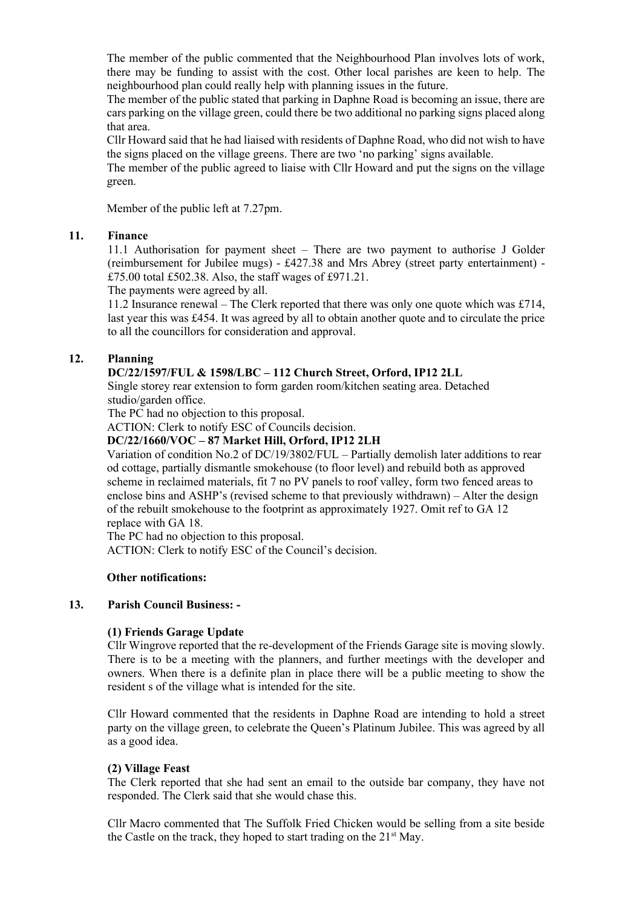The member of the public commented that the Neighbourhood Plan involves lots of work, there may be funding to assist with the cost. Other local parishes are keen to help. The neighbourhood plan could really help with planning issues in the future.

The member of the public stated that parking in Daphne Road is becoming an issue, there are cars parking on the village green, could there be two additional no parking signs placed along that area.

Cllr Howard said that he had liaised with residents of Daphne Road, who did not wish to have the signs placed on the village greens. There are two 'no parking' signs available.

The member of the public agreed to liaise with Cllr Howard and put the signs on the village green.

Member of the public left at 7.27pm.

## 11. Finance

11.1 Authorisation for payment sheet – There are two payment to authorise J Golder (reimbursement for Jubilee mugs) - £427.38 and Mrs Abrey (street party entertainment) - £75.00 total £502.38. Also, the staff wages of £971.21.

The payments were agreed by all.

11.2 Insurance renewal – The Clerk reported that there was only one quote which was £714, last year this was £454. It was agreed by all to obtain another quote and to circulate the price to all the councillors for consideration and approval.

## 12. Planning

**DC/22/1597/FUL & 1598/LBC – 112 Church Street, Orford, IP12 2LL**

Single storey rear extension to form garden room/kitchen seating area. Detached studio/garden office.

The PC had no objection to this proposal.

ACTION: Clerk to notify ESC of Councils decision.

**DC/22/1660/VOC – 87 Market Hill, Orford, IP12 2LH**

Variation of condition No.2 of DC/19/3802/FUL – Partially demolish later additions to rear od cottage, partially dismantle smokehouse (to floor level) and rebuild both as approved scheme in reclaimed materials, fit 7 no PV panels to roof valley, form two fenced areas to enclose bins and ASHP's (revised scheme to that previously withdrawn) – Alter the design of the rebuilt smokehouse to the footprint as approximately 1927. Omit ref to GA 12 replace with GA 18.

The PC had no objection to this proposal.

ACTION: Clerk to notify ESC of the Council's decision.

**Other notifications:**

## 13. Parish Council Business: -

**(1) Friends Garage Update**

Cllr Wingrove reported that the re-development of the Friends Garage site is moving slowly. There is to be a meeting with the planners, and further meetings with the developer and owners. When there is a definite plan in place there will be a public meeting to show the resident s of the village what is intended for the site.

Cllr Howard commented that the residents in Daphne Road are intending to hold a street party on the village green, to celebrate the Queen's Platinum Jubilee. This was agreed by all as a good idea.

**(2) Village Feast**

The Clerk reported that she had sent an email to the outside bar company, they have not responded. The Clerk said that she would chase this.

Cllr Macro commented that The Suffolk Fried Chicken would be selling from a site beside the Castle on the track, they hoped to start trading on the 21st May.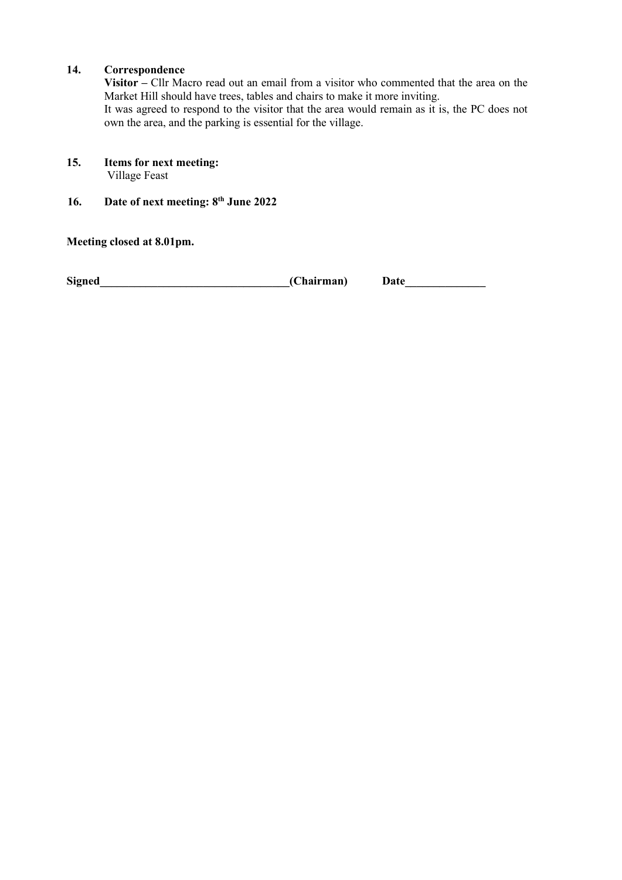**14. Correspondence**

**Visitor –** Cllr Macro read out an email from a visitor who commented that the area on the Market Hill should have trees, tables and chairs to make it more inviting.
It was agreed to respond to the visitor that the area would remain as it is, the PC does not own the area, and the parking is essential for the village.

**15. Items for next meeting:**
Village Feast

**16. Date of next meeting: 8th June 2022**

**Meeting closed at 8.01pm.**

**Signed\_\_\_\_\_\_\_\_\_\_\_\_\_\_\_\_\_\_\_\_\_\_\_\_\_\_\_\_\_\_\_\_\_(Chairman) Date\_\_\_\_\_\_\_\_\_\_\_\_\_\_**